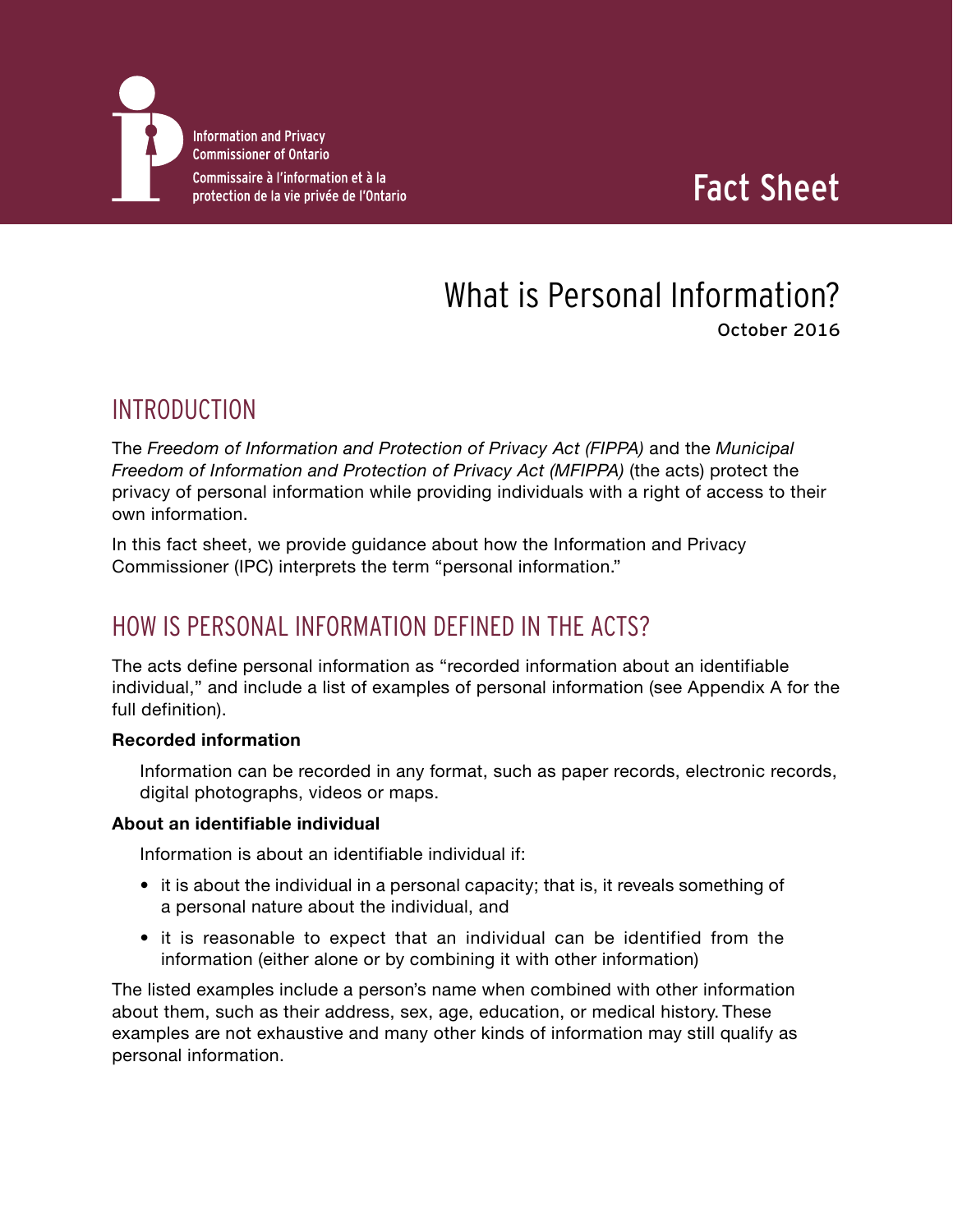Information and Privacy Commissioner of Ontario

Commissaire à l'information et à la protection de la vie privée de l'Ontario

Fact Sheet

# What is Personal Information?

October 2016

## INTRODUCTION

The *Freedom of Information and Protection of Privacy Act (FIPPA)* and the *Municipal Freedom of Information and Protection of Privacy Act (MFIPPA)* (the acts) protect the privacy of personal information while providing individuals with a right of access to their own information.

In this fact sheet, we provide guidance about how the Information and Privacy Commissioner (IPC) interprets the term "personal information."

## HOW IS PERSONAL INFORMATION DEFINED IN THE ACTS?

The acts define personal information as "recorded information about an identifiable individual," and include a list of examples of personal information (see Appendix A for the full definition).

**Recorded information**

Information can be recorded in any format, such as paper records, electronic records, digital photographs, videos or maps.

**About an identifiable individual**

Information is about an identifiable individual if:

- it is about the individual in a personal capacity; that is, it reveals something of a personal nature about the individual, and
- it is reasonable to expect that an individual can be identified from the information (either alone or by combining it with other information)

The listed examples include a person's name when combined with other information about them, such as their address, sex, age, education, or medical history. These examples are not exhaustive and many other kinds of information may still qualify as personal information.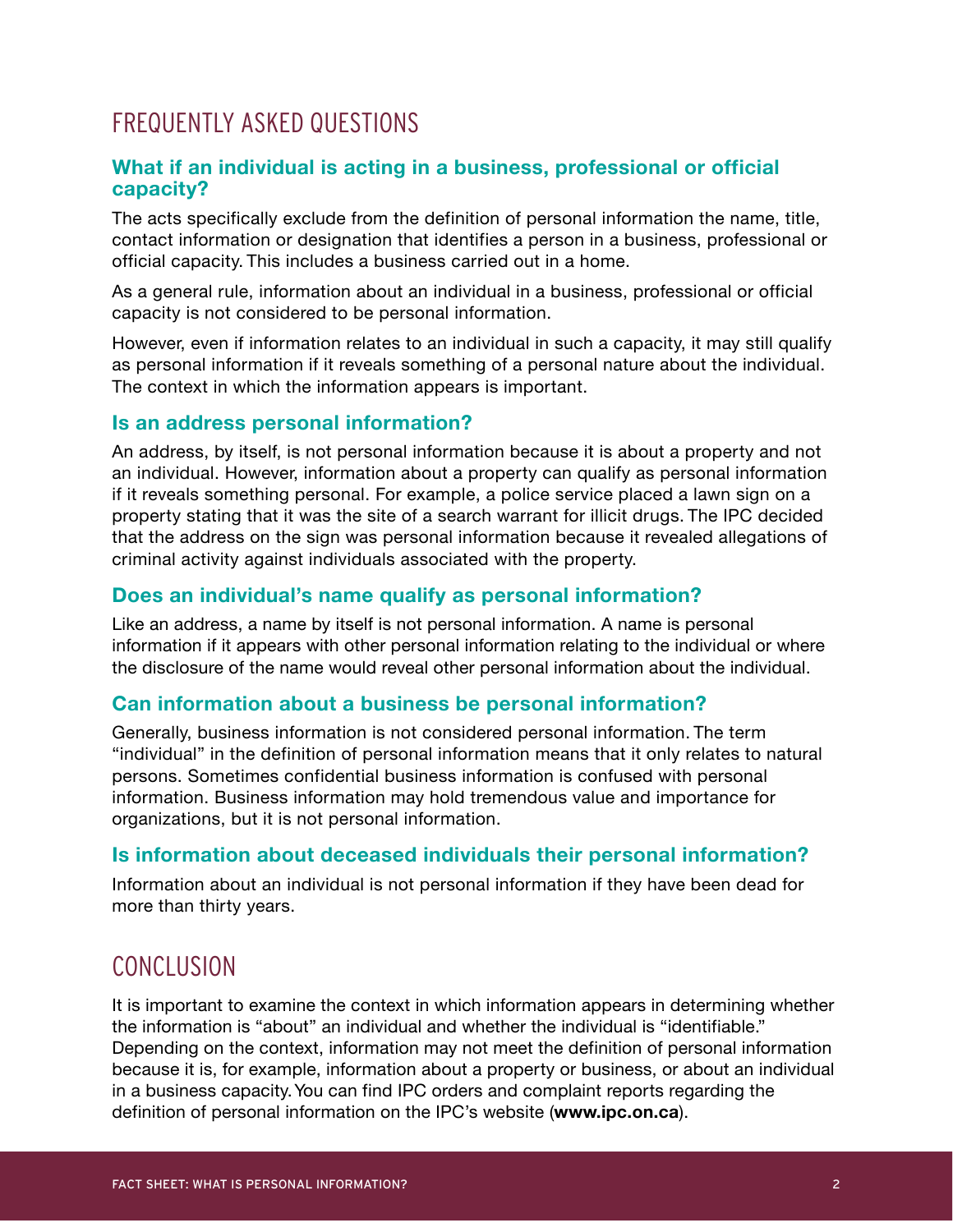## FREQUENTLY ASKED QUESTIONS

### What if an individual is acting in a business, professional or official capacity?

The acts specifically exclude from the definition of personal information the name, title, contact information or designation that identifies a person in a business, professional or official capacity. This includes a business carried out in a home.

As a general rule, information about an individual in a business, professional or official capacity is not considered to be personal information.

However, even if information relates to an individual in such a capacity, it may still qualify as personal information if it reveals something of a personal nature about the individual. The context in which the information appears is important.

### Is an address personal information?

An address, by itself, is not personal information because it is about a property and not an individual. However, information about a property can qualify as personal information if it reveals something personal. For example, a police service placed a lawn sign on a property stating that it was the site of a search warrant for illicit drugs. The IPC decided that the address on the sign was personal information because it revealed allegations of criminal activity against individuals associated with the property.

### Does an individual's name qualify as personal information?

Like an address, a name by itself is not personal information. A name is personal information if it appears with other personal information relating to the individual or where the disclosure of the name would reveal other personal information about the individual.

### Can information about a business be personal information?

Generally, business information is not considered personal information. The term "individual" in the definition of personal information means that it only relates to natural persons. Sometimes confidential business information is confused with personal information. Business information may hold tremendous value and importance for organizations, but it is not personal information.

### Is information about deceased individuals their personal information?

Information about an individual is not personal information if they have been dead for more than thirty years.

## CONCLUSION

It is important to examine the context in which information appears in determining whether the information is "about" an individual and whether the individual is "identifiable." Depending on the context, information may not meet the definition of personal information because it is, for example, information about a property or business, or about an individual in a business capacity. You can find IPC orders and complaint reports regarding the definition of personal information on the IPC's website (**www.ipc.on.ca**).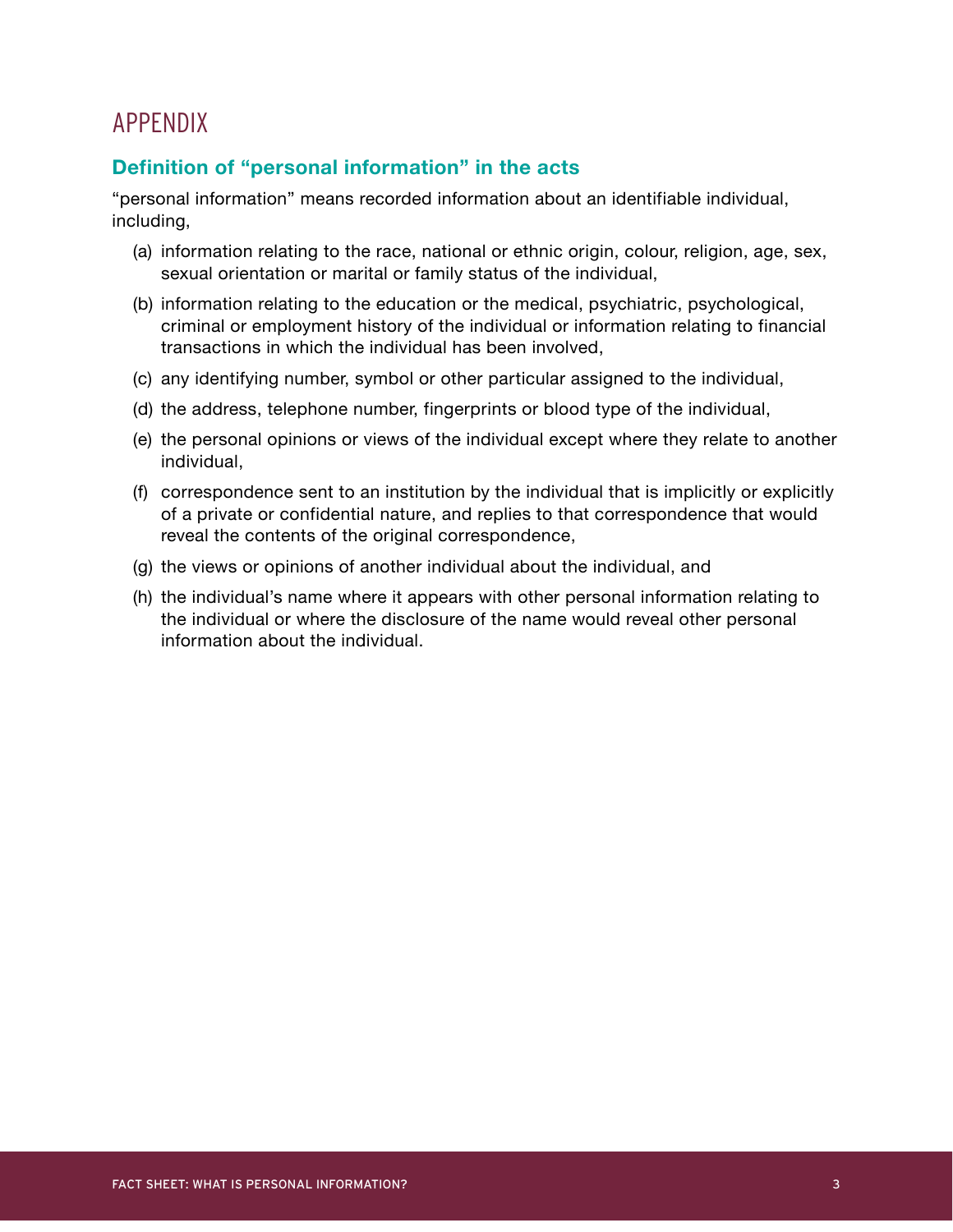# APPENDIX

## Definition of “personal information” in the acts

“personal information” means recorded information about an identifiable individual, including,

(a) information relating to the race, national or ethnic origin, colour, religion, age, sex, sexual orientation or marital or family status of the individual,

(b) information relating to the education or the medical, psychiatric, psychological, criminal or employment history of the individual or information relating to financial transactions in which the individual has been involved,

(c) any identifying number, symbol or other particular assigned to the individual,

(d) the address, telephone number, fingerprints or blood type of the individual,

(e) the personal opinions or views of the individual except where they relate to another individual,

(f) correspondence sent to an institution by the individual that is implicitly or explicitly of a private or confidential nature, and replies to that correspondence that would reveal the contents of the original correspondence,

(g) the views or opinions of another individual about the individual, and

(h) the individual’s name where it appears with other personal information relating to the individual or where the disclosure of the name would reveal other personal information about the individual.